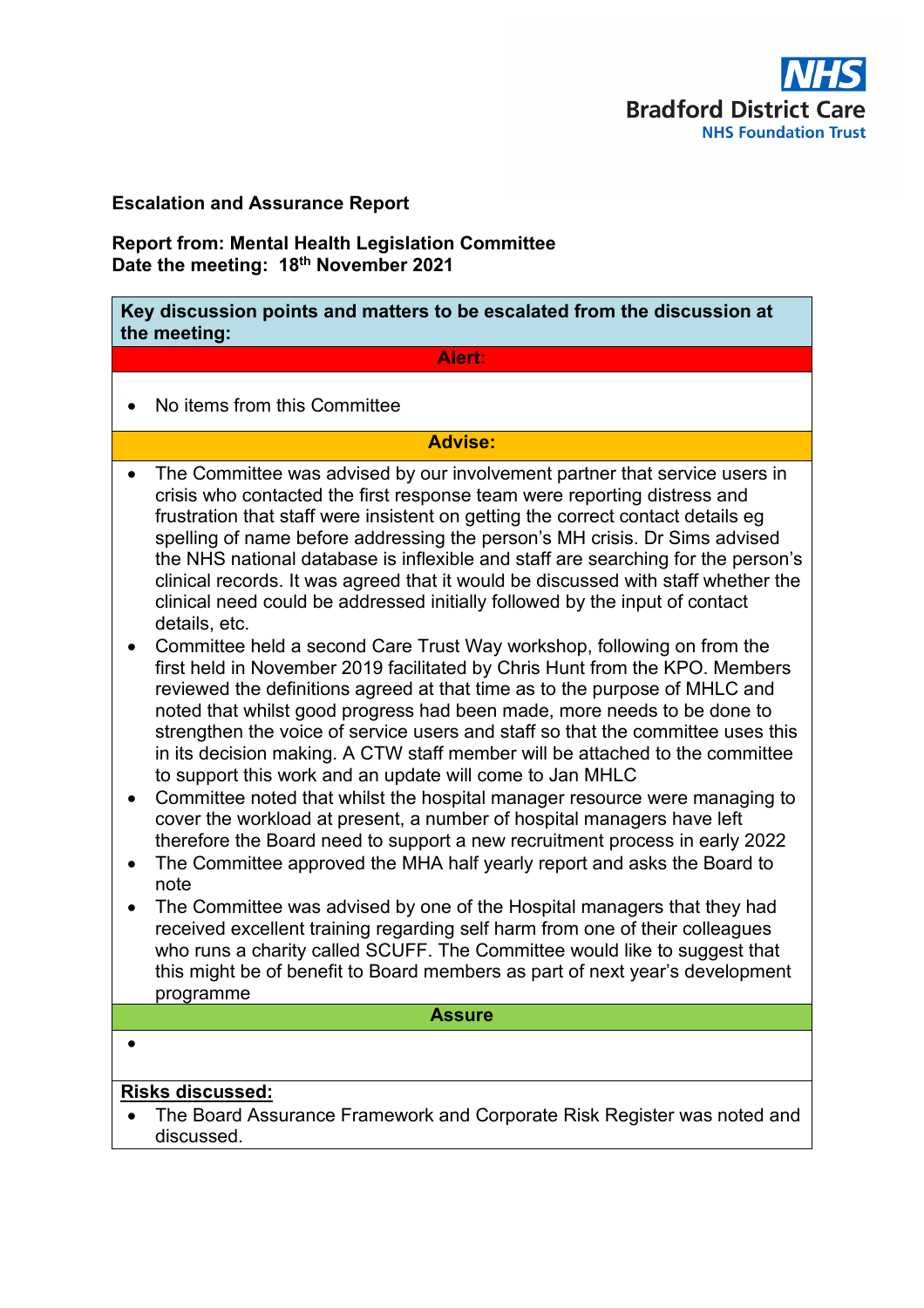**Escalation and Assurance Report**

**Report from: Mental Health Legislation Committee**
**Date the meeting: 18th November 2021**

**Key discussion points and matters to be escalated from the discussion at the meeting:**

**Alert:**

- No items from this Committee

**Advise:**

- The Committee was advised by our involvement partner that service users in crisis who contacted the first response team were reporting distress and frustration that staff were insistent on getting the correct contact details eg spelling of name before addressing the person's MH crisis. Dr Sims advised the NHS national database is inflexible and staff are searching for the person's clinical records. It was agreed that it would be discussed with staff whether the clinical need could be addressed initially followed by the input of contact details, etc.
- Committee held a second Care Trust Way workshop, following on from the first held in November 2019 facilitated by Chris Hunt from the KPO. Members reviewed the definitions agreed at that time as to the purpose of MHLC and noted that whilst good progress had been made, more needs to be done to strengthen the voice of service users and staff so that the committee uses this in its decision making. A CTW staff member will be attached to the committee to support this work and an update will come to Jan MHLC
- Committee noted that whilst the hospital manager resource were managing to cover the workload at present, a number of hospital managers have left therefore the Board need to support a new recruitment process in early 2022
- The Committee approved the MHA half yearly report and asks the Board to note
- The Committee was advised by one of the Hospital managers that they had received excellent training regarding self harm from one of their colleagues who runs a charity called SCUFF. The Committee would like to suggest that this might be of benefit to Board members as part of next year's development programme

**Assure**

-

**Risks discussed:**

- The Board Assurance Framework and Corporate Risk Register was noted and discussed.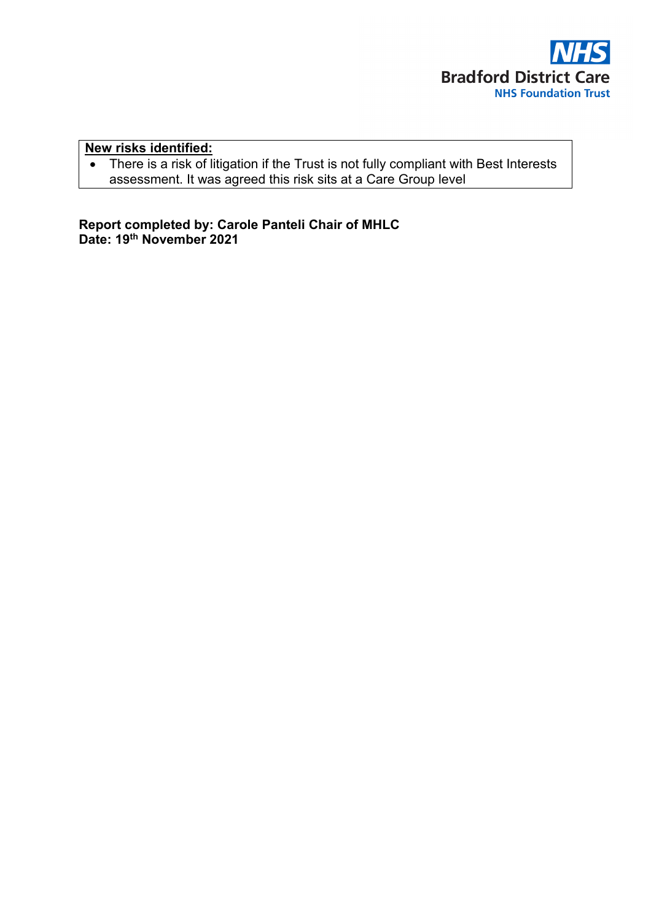**New risks identified:**

- There is a risk of litigation if the Trust is not fully compliant with Best Interests assessment. It was agreed this risk sits at a Care Group level

**Report completed by: Carole Panteli Chair of MHLC**
**Date: 19th November 2021**